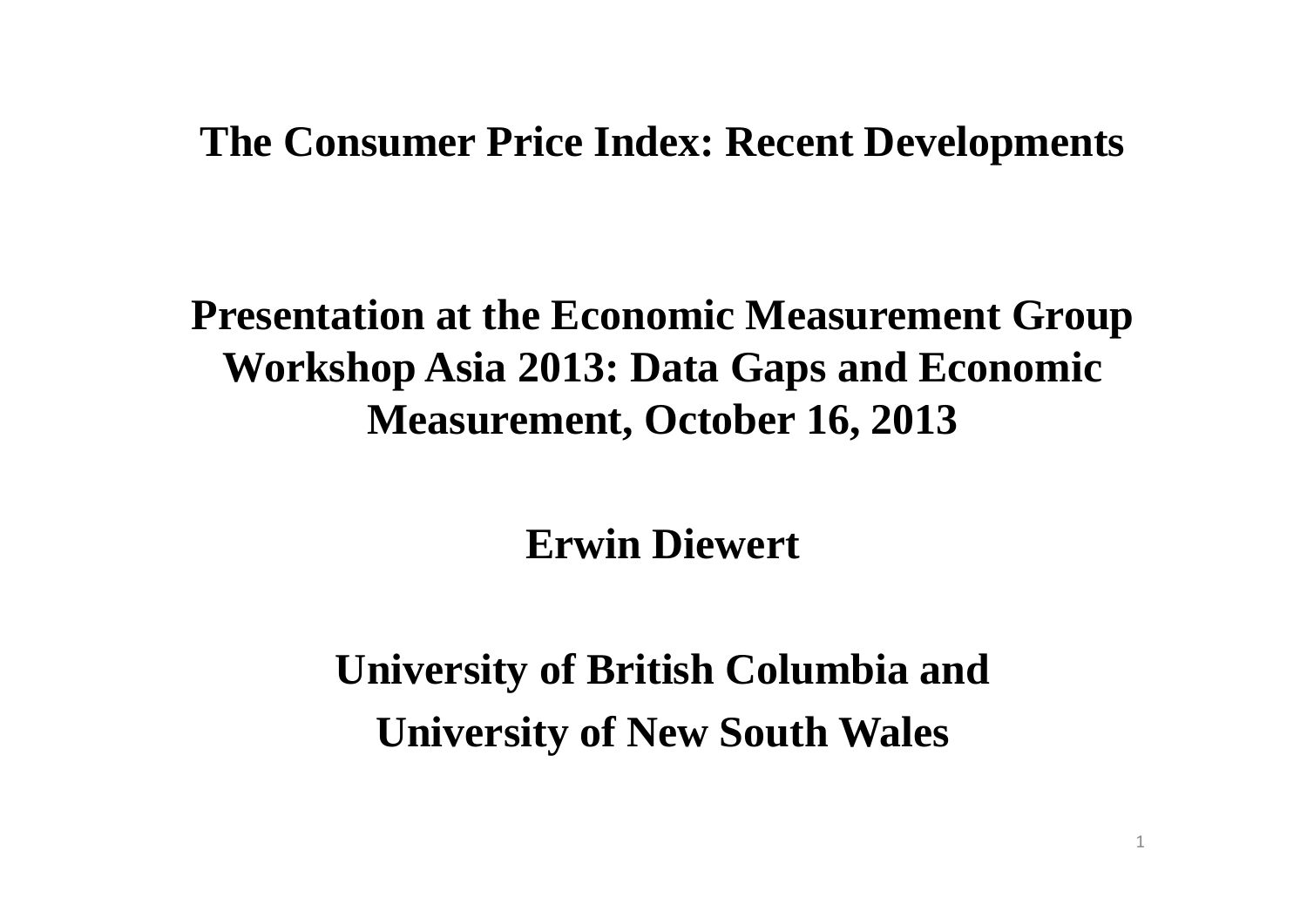# The Consumer Price Index: Recent Developments

**Presentation at the Economic Measurement Group Workshop Asia 2013: Data Gaps and Economic Measurement, October 16, 2013**

**Erwin Diewert**

**University of British Columbia and**

**University of New South Wales**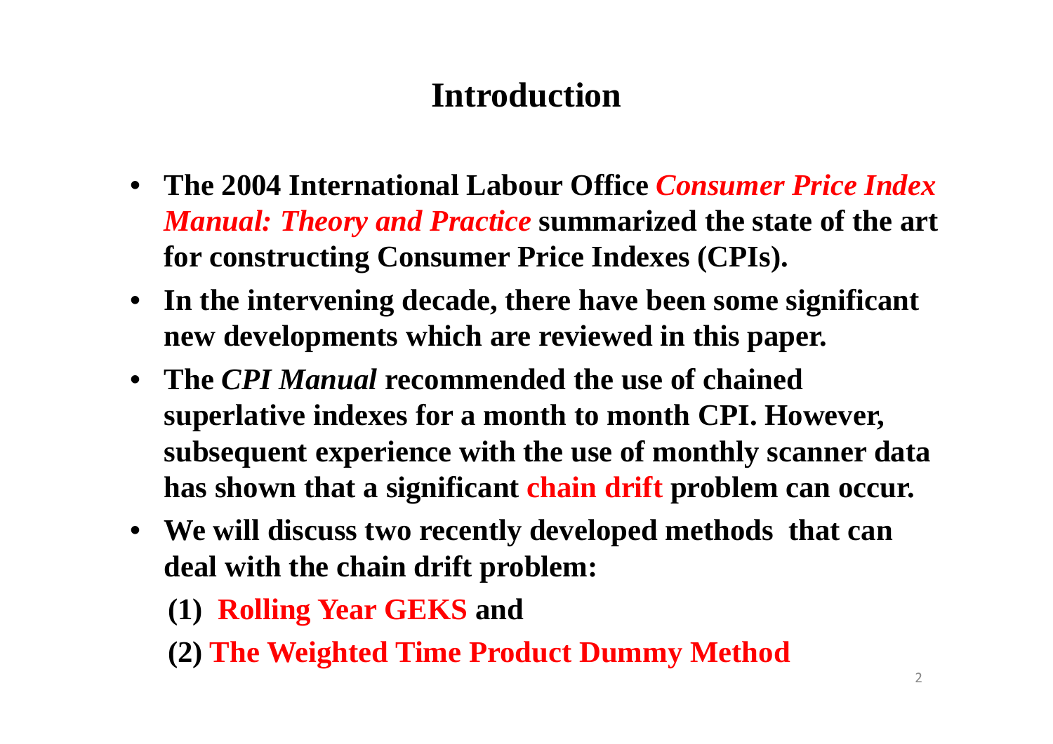# Introduction

- **The 2004 International Labour Office *Consumer Price Index Manual: Theory and Practice* summarized the state of the art for constructing Consumer Price Indexes (CPIs).**
- **In the intervening decade, there have been some significant new developments which are reviewed in this paper.**
- **The *CPI Manual* recommended the use of chained superlative indexes for a month to month CPI. However, subsequent experience with the use of monthly scanner data has shown that a significant chain drift problem can occur.**
- **We will discuss two recently developed methods that can deal with the chain drift problem:**

  **(1) Rolling Year GEKS and**

  **(2) The Weighted Time Product Dummy Method**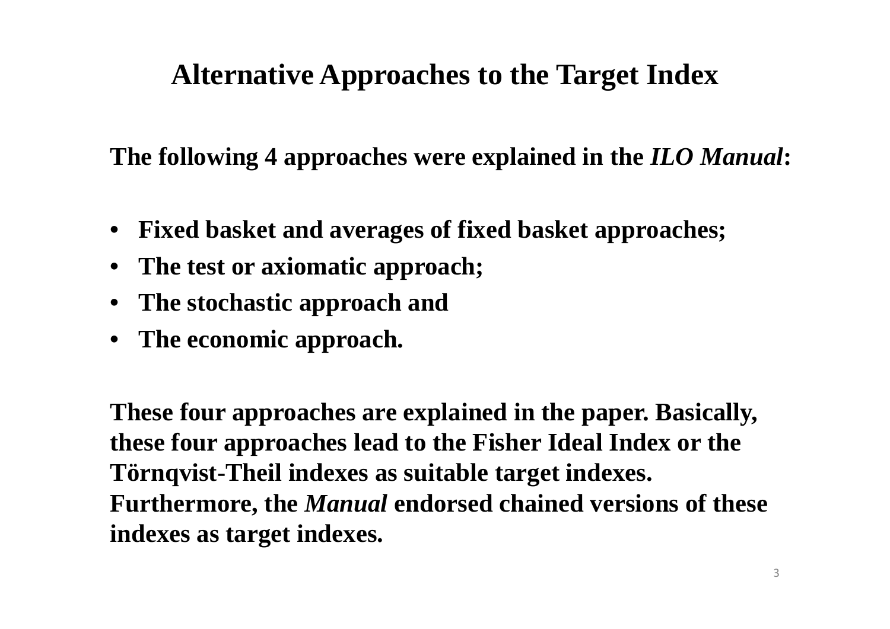# Alternative Approaches to the Target Index

**The following 4 approaches were explained in the *ILO Manual*:**

- **Fixed basket and averages of fixed basket approaches;**
- **The test or axiomatic approach;**
- **The stochastic approach and**
- **The economic approach.**

**These four approaches are explained in the paper. Basically, these four approaches lead to the Fisher Ideal Index or the Törnqvist-Theil indexes as suitable target indexes. Furthermore, the *Manual* endorsed chained versions of these indexes as target indexes.**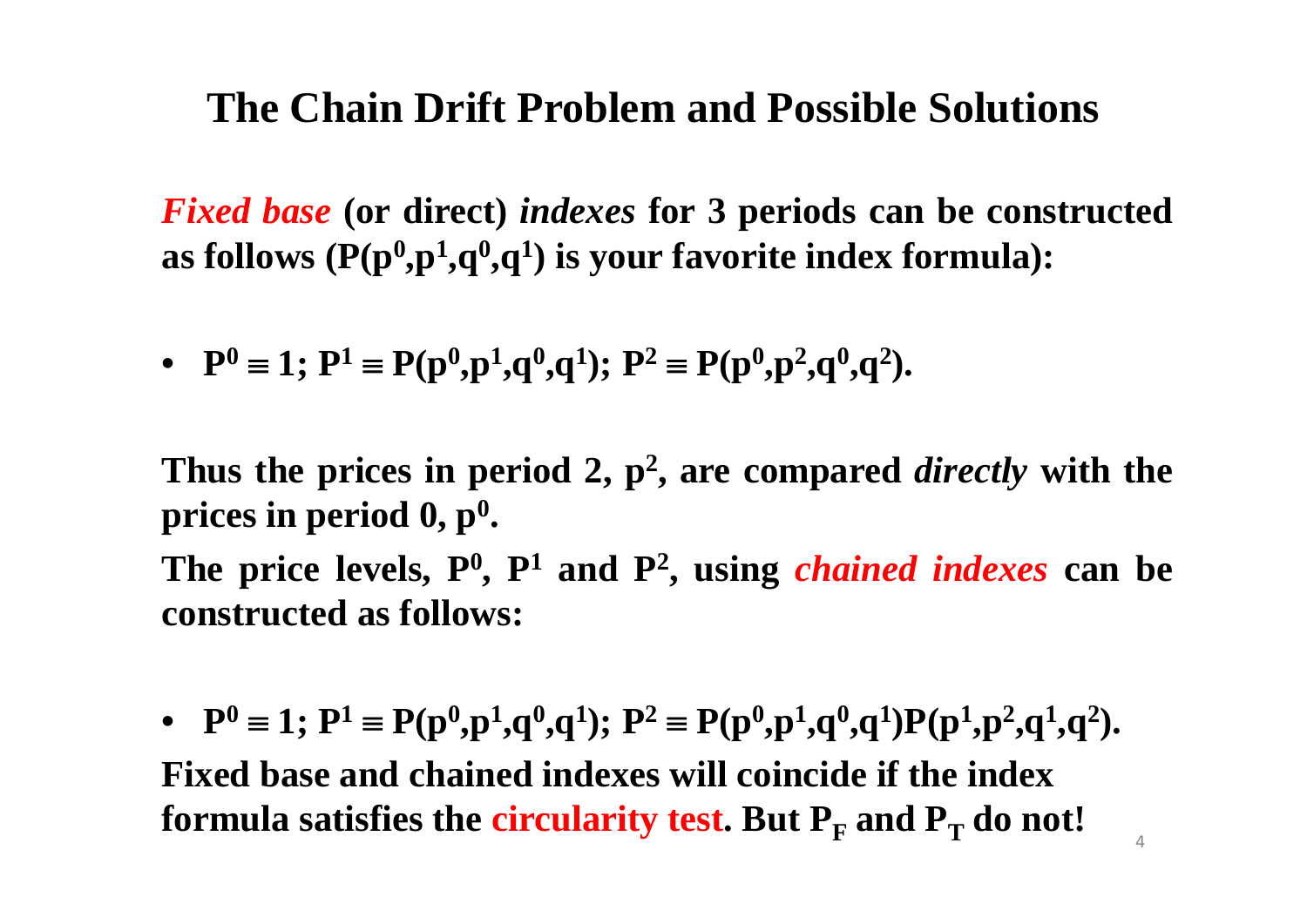# The Chain Drift Problem and Possible Solutions

***Fixed base*** **(or direct)** ***indexes*** **for 3 periods can be constructed as follows ($P(p^0,p^1,q^0,q^1)$ is your favorite index formula):**

- $P^0 \equiv 1$; $P^1 \equiv P(p^0,p^1,q^0,q^1)$; $P^2 \equiv P(p^0,p^2,q^0,q^2)$.

**Thus the prices in period 2, $p^2$, are compared** ***directly*** **with the prices in period 0, $p^0$.**

**The price levels, $P^0$, $P^1$ and $P^2$, using** ***chained indexes*** **can be constructed as follows:**

- $P^0 \equiv 1$; $P^1 \equiv P(p^0,p^1,q^0,q^1)$; $P^2 \equiv P(p^0,p^1,q^0,q^1)P(p^1,p^2,q^1,q^2)$.

**Fixed base and chained indexes will coincide if the index formula satisfies the circularity test. But $P_F$ and $P_T$ do not!**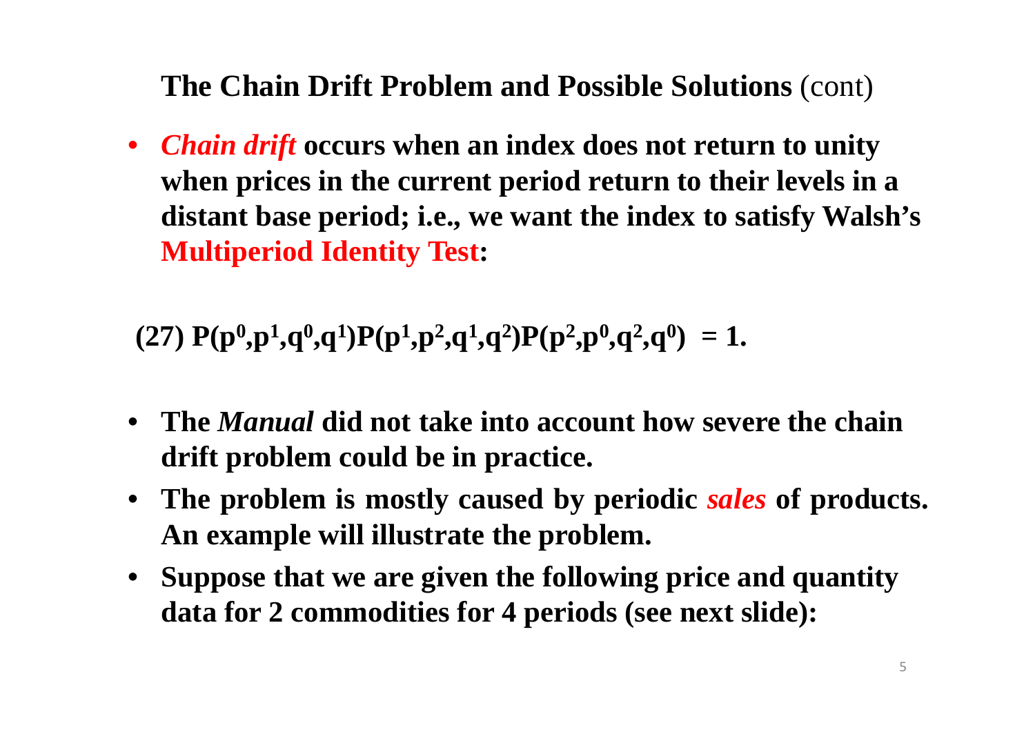## **The Chain Drift Problem and Possible Solutions** (cont)

- ***Chain drift*** **occurs when an index does not return to unity when prices in the current period return to their levels in a distant base period; i.e., we want the index to satisfy Walsh's Multiperiod Identity Test:**

$$\text{(27) } P(p^0,p^1,q^0,q^1)P(p^1,p^2,q^1,q^2)P(p^2,p^0,q^2,q^0) = 1.$$

- **The *Manual* did not take into account how severe the chain drift problem could be in practice.**
- **The problem is mostly caused by periodic *sales* of products. An example will illustrate the problem.**
- **Suppose that we are given the following price and quantity data for 2 commodities for 4 periods (see next slide):**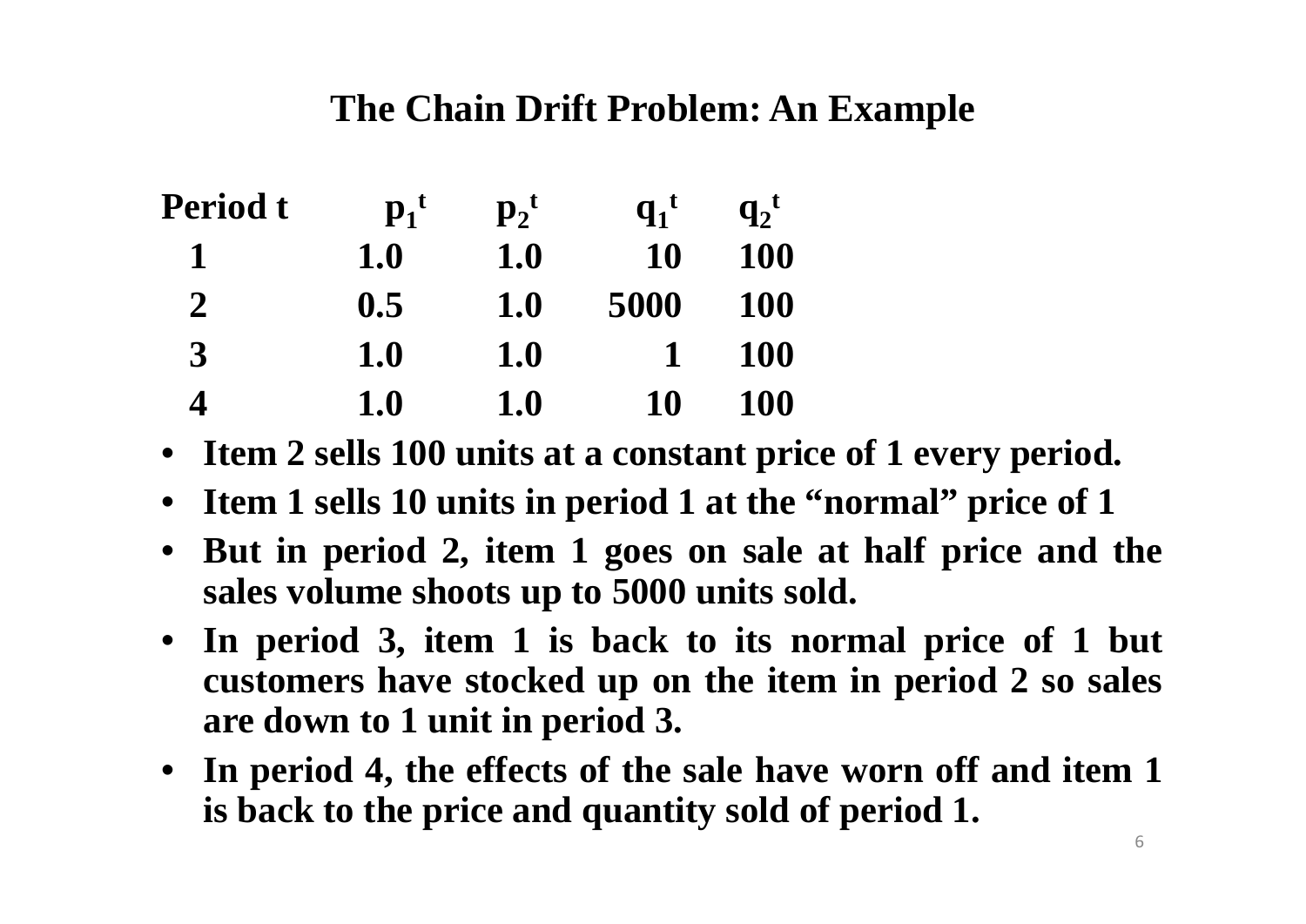# The Chain Drift Problem: An Example

| Period t | $p_1^t$ | $p_2^t$ | $q_1^t$ | $q_2^t$ |
|---|---|---|---|---|
| 1 | 1.0 | 1.0 | 10 | 100 |
| 2 | 0.5 | 1.0 | 5000 | 100 |
| 3 | 1.0 | 1.0 | 1 | 100 |
| 4 | 1.0 | 1.0 | 10 | 100 |

- **Item 2 sells 100 units at a constant price of 1 every period.**
- **Item 1 sells 10 units in period 1 at the "normal" price of 1**
- **But in period 2, item 1 goes on sale at half price and the sales volume shoots up to 5000 units sold.**
- **In period 3, item 1 is back to its normal price of 1 but customers have stocked up on the item in period 2 so sales are down to 1 unit in period 3.**
- **In period 4, the effects of the sale have worn off and item 1 is back to the price and quantity sold of period 1.**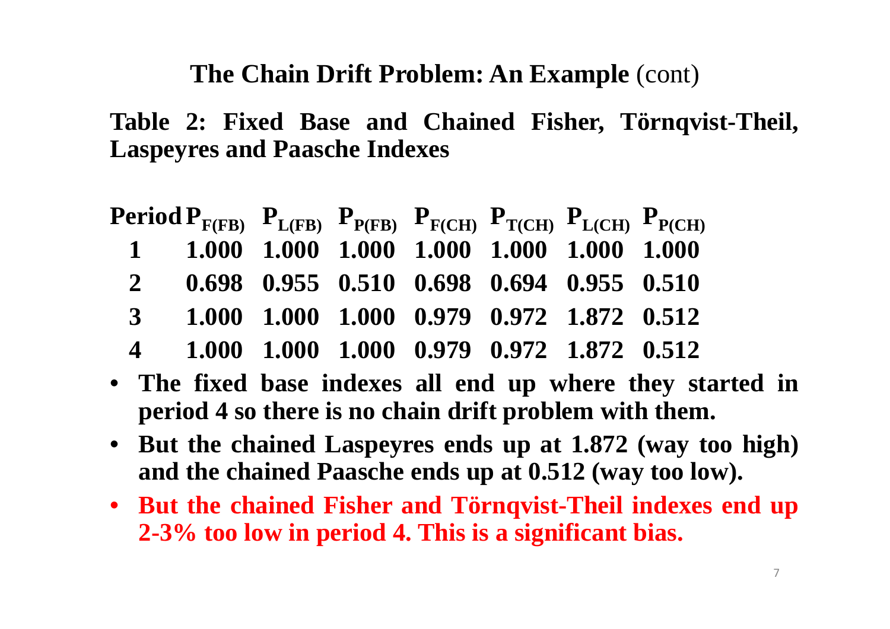## **The Chain Drift Problem: An Example** (cont)

**Table 2: Fixed Base and Chained Fisher, Törnqvist-Theil, Laspeyres and Paasche Indexes**

| Period | $P_{F(FB)}$ | $P_{L(FB)}$ | $P_{P(FB)}$ | $P_{F(CH)}$ | $P_{T(CH)}$ | $P_{L(CH)}$ | $P_{P(CH)}$ |
|---|---|---|---|---|---|---|---|
| 1 | 1.000 | 1.000 | 1.000 | 1.000 | 1.000 | 1.000 | 1.000 |
| 2 | 0.698 | 0.955 | 0.510 | 0.698 | 0.694 | 0.955 | 0.510 |
| 3 | 1.000 | 1.000 | 1.000 | 0.979 | 0.972 | 1.872 | 0.512 |
| 4 | 1.000 | 1.000 | 1.000 | 0.979 | 0.972 | 1.872 | 0.512 |

- **The fixed base indexes all end up where they started in period 4 so there is no chain drift problem with them.**
- **But the chained Laspeyres ends up at 1.872 (way too high) and the chained Paasche ends up at 0.512 (way too low).**
- **But the chained Fisher and Törnqvist-Theil indexes end up 2-3% too low in period 4. This is a significant bias.**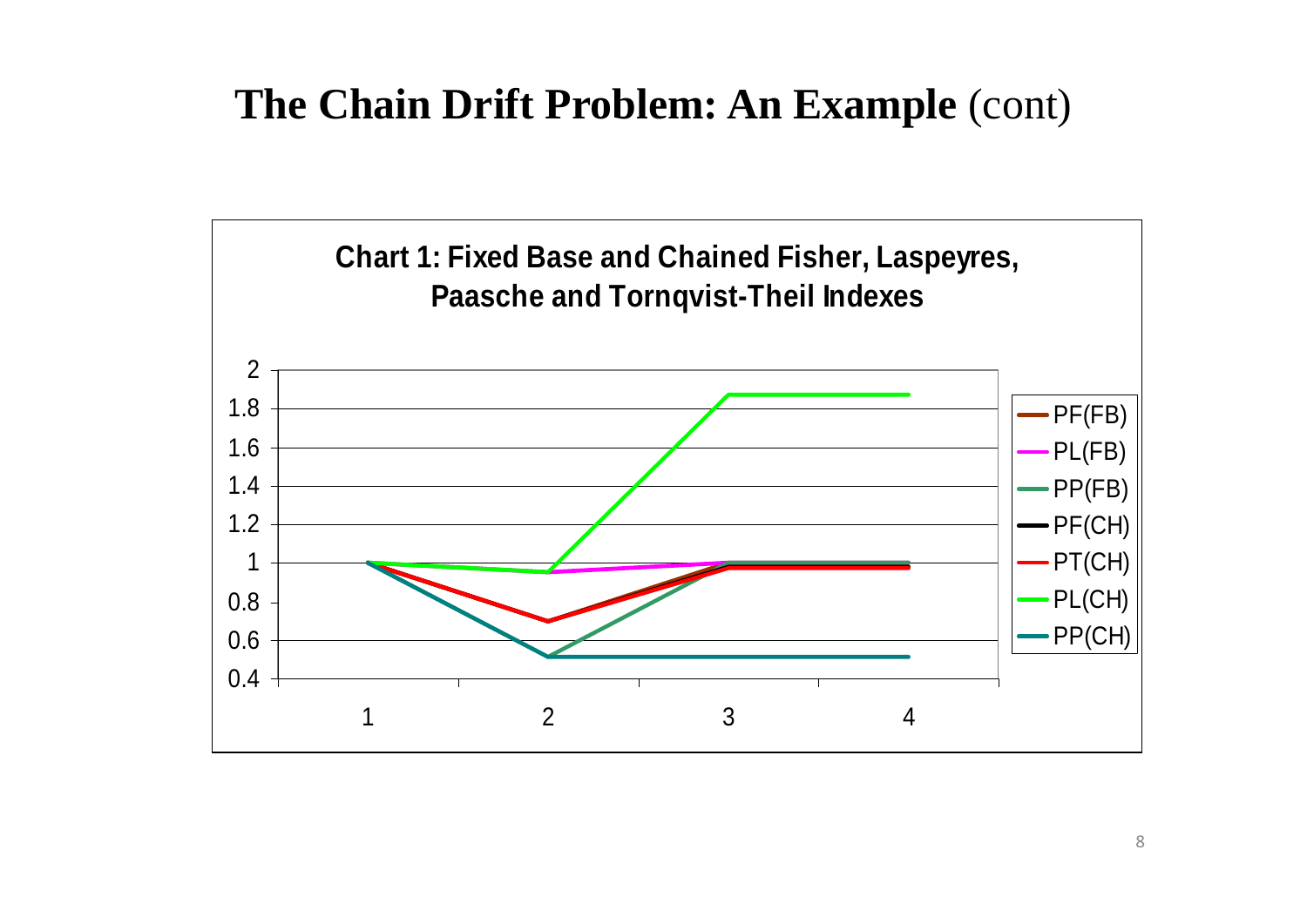# The Chain Drift Problem: An Example (cont)

**Chart 1: Fixed Base and Chained Fisher, Laspeyres, Paasche and Tornqvist-Theil Indexes**

Legend: PF(FB), PL(FB), PP(FB), PF(CH), PT(CH), PL(CH), PP(CH)

Y-axis: 0.4, 0.6, 0.8, 1, 1.2, 1.4, 1.6, 1.8, 2

X-axis: 1, 2, 3, 4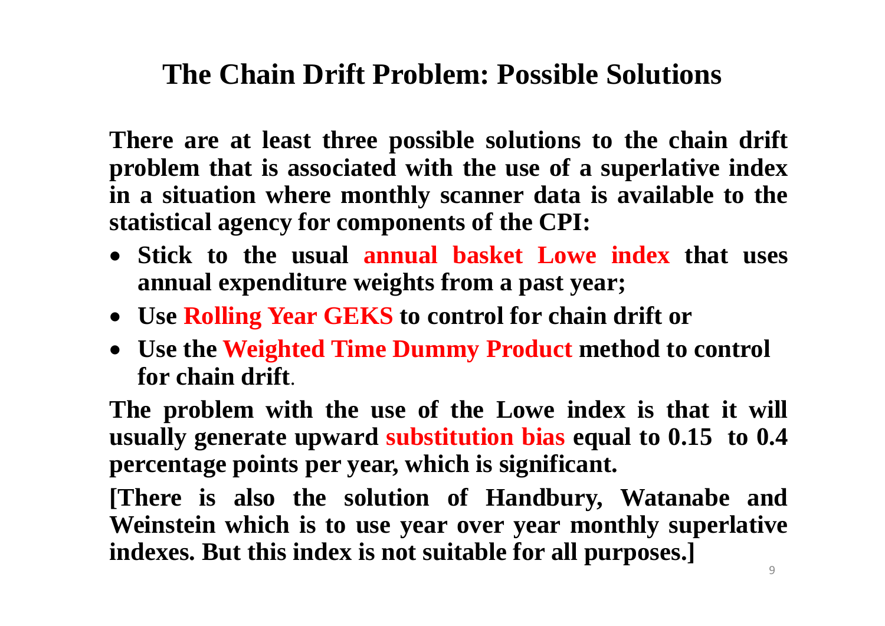# The Chain Drift Problem: Possible Solutions

There are at least three possible solutions to the chain drift problem that is associated with the use of a superlative index in a situation where monthly scanner data is available to the statistical agency for components of the CPI:

- Stick to the usual annual basket Lowe index that uses annual expenditure weights from a past year;
- Use Rolling Year GEKS to control for chain drift or
- Use the Weighted Time Dummy Product method to control for chain drift.

The problem with the use of the Lowe index is that it will usually generate upward substitution bias equal to 0.15 to 0.4 percentage points per year, which is significant.

[There is also the solution of Handbury, Watanabe and Weinstein which is to use year over year monthly superlative indexes. But this index is not suitable for all purposes.]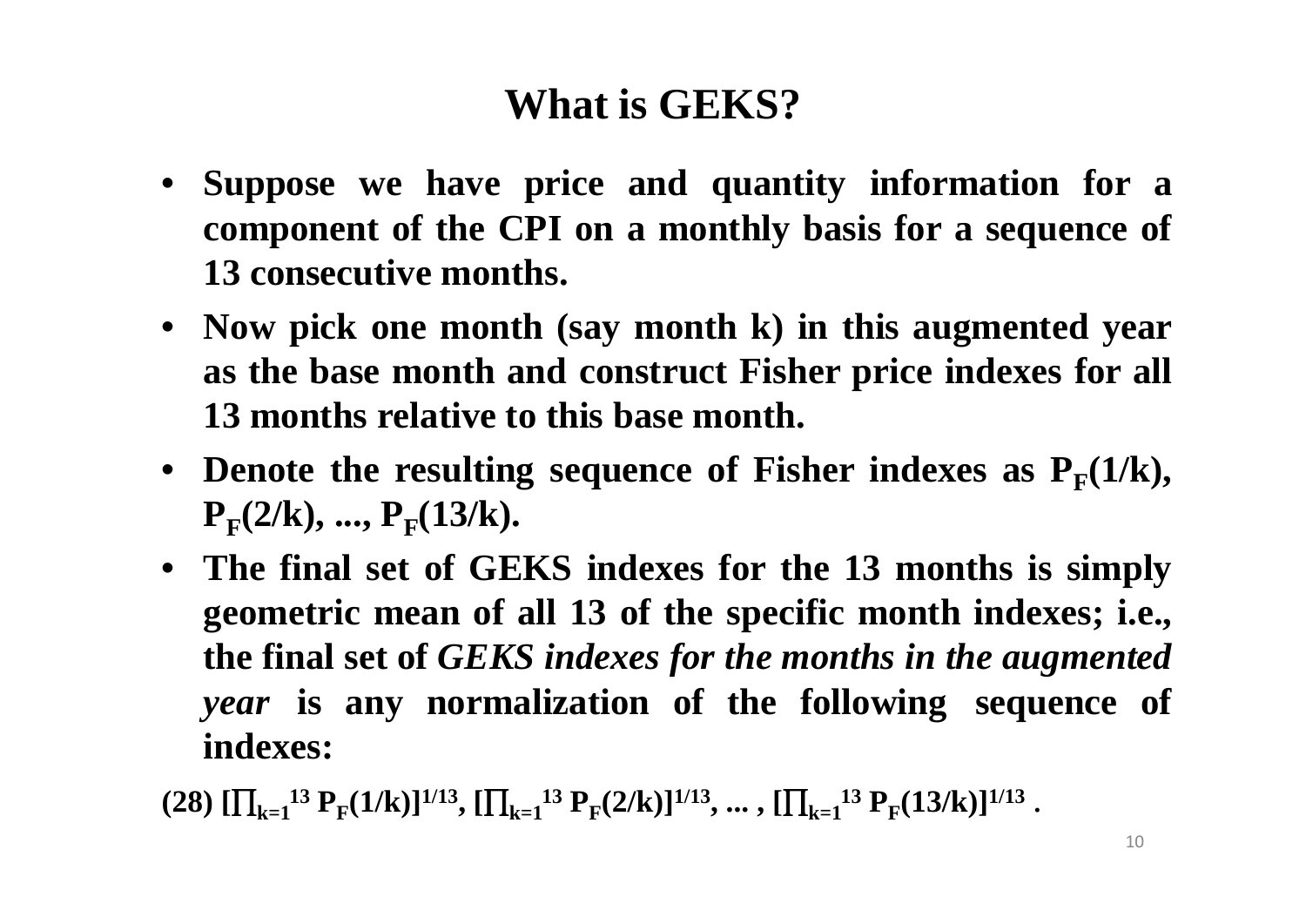# What is GEKS?

- **Suppose we have price and quantity information for a component of the CPI on a monthly basis for a sequence of 13 consecutive months.**
- **Now pick one month (say month k) in this augmented year as the base month and construct Fisher price indexes for all 13 months relative to this base month.**
- **Denote the resulting sequence of Fisher indexes as $P_F(1/k)$, $P_F(2/k)$, ..., $P_F(13/k)$.**
- **The final set of GEKS indexes for the 13 months is simply geometric mean of all 13 of the specific month indexes; i.e., the final set of *GEKS indexes for the months in the augmented year* is any normalization of the following sequence of indexes:**

**(28)** $[\prod_{k=1}^{13} P_F(1/k)]^{1/13}, [\prod_{k=1}^{13} P_F(2/k)]^{1/13}, \ldots , [\prod_{k=1}^{13} P_F(13/k)]^{1/13}$ .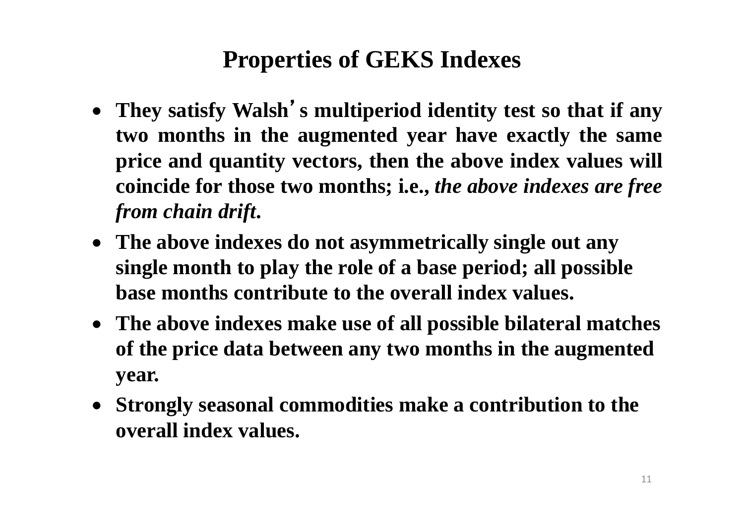# Properties of GEKS Indexes

- **They satisfy Walsh's multiperiod identity test so that if any two months in the augmented year have exactly the same price and quantity vectors, then the above index values will coincide for those two months; i.e., *the above indexes are free from chain drift.***
- **The above indexes do not asymmetrically single out any single month to play the role of a base period; all possible base months contribute to the overall index values.**
- **The above indexes make use of all possible bilateral matches of the price data between any two months in the augmented year.**
- **Strongly seasonal commodities make a contribution to the overall index values.**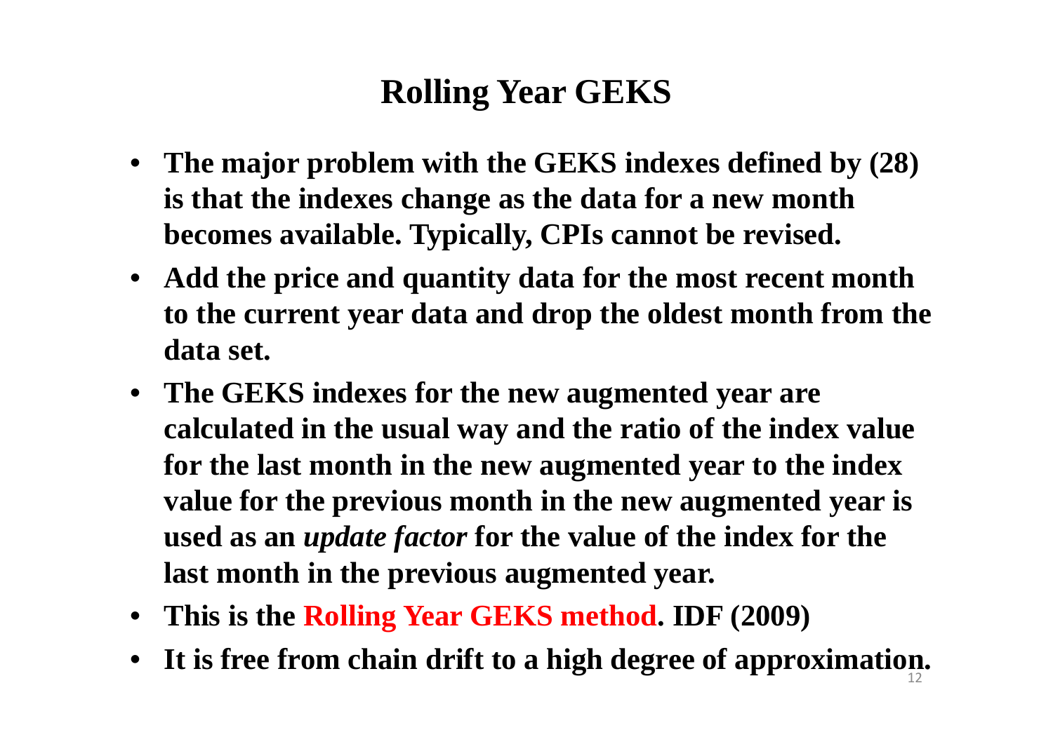# Rolling Year GEKS

- **The major problem with the GEKS indexes defined by (28) is that the indexes change as the data for a new month becomes available. Typically, CPIs cannot be revised.**
- **Add the price and quantity data for the most recent month to the current year data and drop the oldest month from the data set.**
- **The GEKS indexes for the new augmented year are calculated in the usual way and the ratio of the index value for the last month in the new augmented year to the index value for the previous month in the new augmented year is used as an *update factor* for the value of the index for the last month in the previous augmented year.**
- **This is the Rolling Year GEKS method. IDF (2009)**
- **It is free from chain drift to a high degree of approximation.**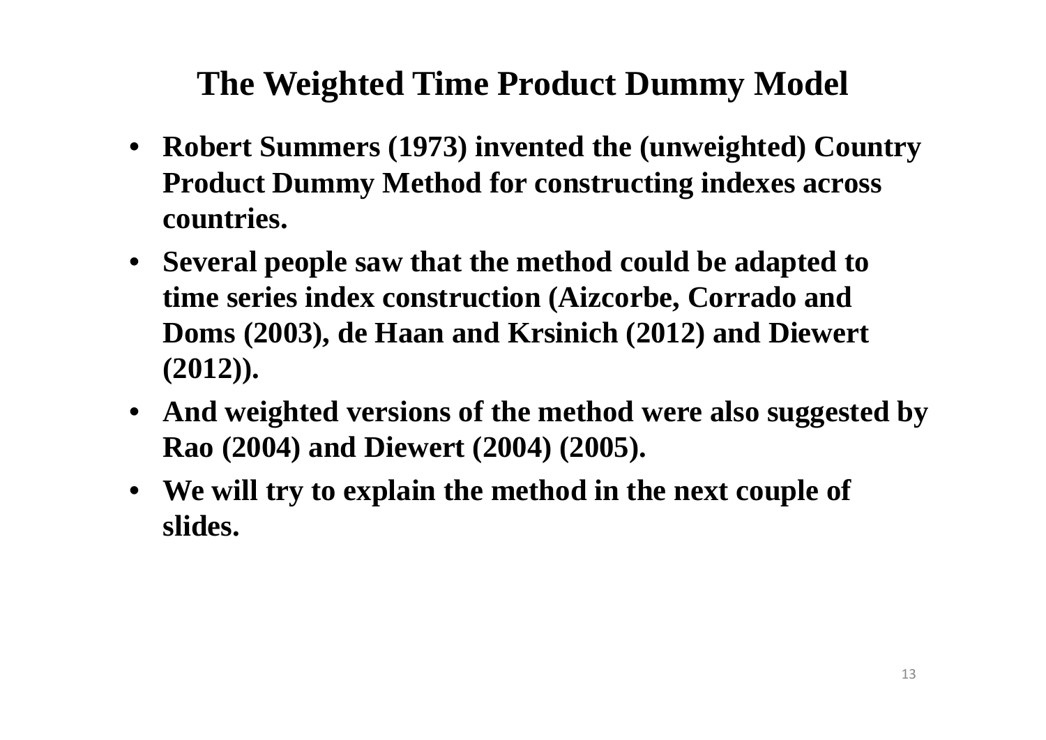# The Weighted Time Product Dummy Model

- **Robert Summers (1973) invented the (unweighted) Country Product Dummy Method for constructing indexes across countries.**
- **Several people saw that the method could be adapted to time series index construction (Aizcorbe, Corrado and Doms (2003), de Haan and Krsinich (2012) and Diewert (2012)).**
- **And weighted versions of the method were also suggested by Rao (2004) and Diewert (2004) (2005).**
- **We will try to explain the method in the next couple of slides.**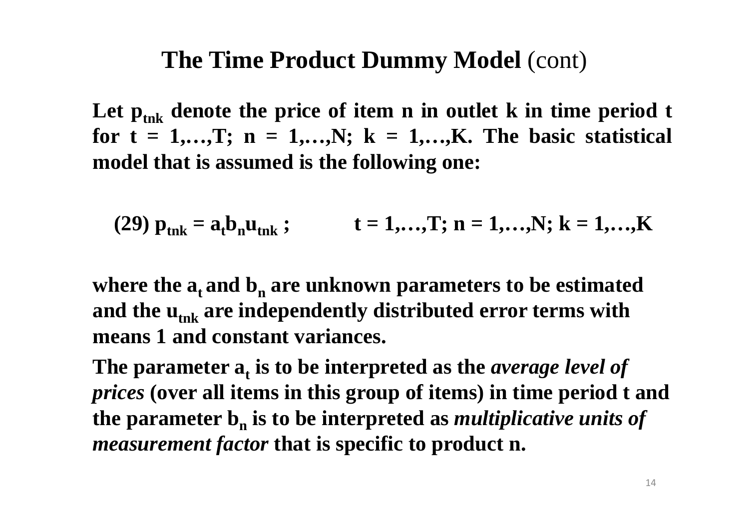# **The Time Product Dummy Model** (cont)

**Let $p_{tnk}$ denote the price of item n in outlet k in time period t for t = 1,…,T; n = 1,…,N; k = 1,…,K. The basic statistical model that is assumed is the following one:**

$$(29)\ p_{tnk} = a_t b_n u_{tnk}\ ; \qquad t = 1,\ldots,T;\ n = 1,\ldots,N;\ k = 1,\ldots,K$$

**where the $a_t$ and $b_n$ are unknown parameters to be estimated and the $u_{tnk}$ are independently distributed error terms with means 1 and constant variances.**

**The parameter $a_t$ is to be interpreted as the *average level of prices* (over all items in this group of items) in time period t and the parameter $b_n$ is to be interpreted as *multiplicative units of measurement factor* that is specific to product n.**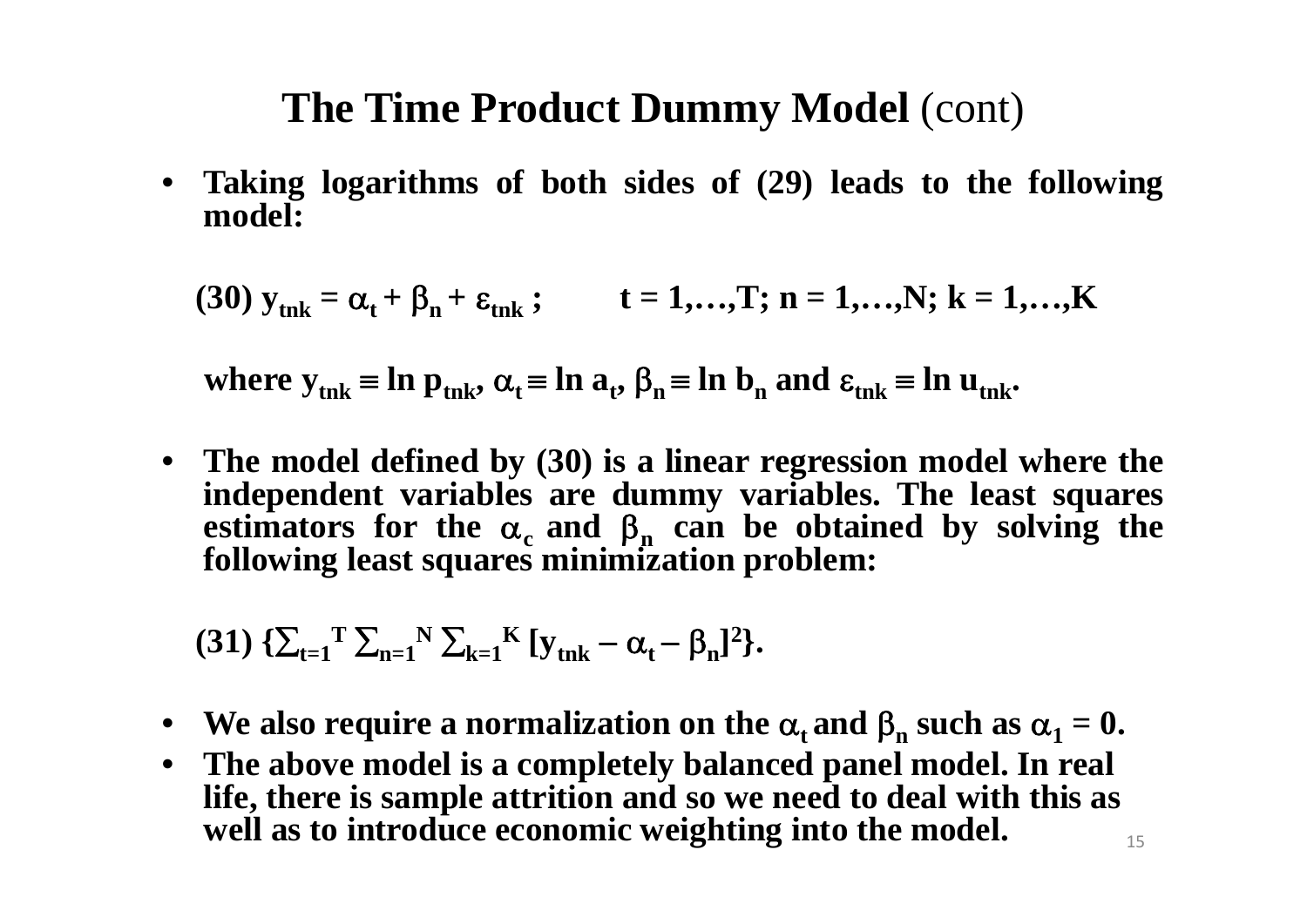# The Time Product Dummy Model (cont)

- **Taking logarithms of both sides of (29) leads to the following model:**

$$\text{(30)}\ y_{tnk} = \alpha_t + \beta_n + \varepsilon_{tnk}\ ; \qquad t = 1,\ldots,T;\ n = 1,\ldots,N;\ k = 1,\ldots,K$$

**where $y_{tnk} \equiv \ln p_{tnk}$, $\alpha_t \equiv \ln a_t$, $\beta_n \equiv \ln b_n$ and $\varepsilon_{tnk} \equiv \ln u_{tnk}$.**

- **The model defined by (30) is a linear regression model where the independent variables are dummy variables. The least squares estimators for the $\alpha_c$ and $\beta_n$ can be obtained by solving the following least squares minimization problem:**

$$\text{(31)}\ \{\textstyle\sum_{t=1}^{T} \sum_{n=1}^{N} \sum_{k=1}^{K} [y_{tnk} - \alpha_t - \beta_n]^2\}.$$

- **We also require a normalization on the $\alpha_t$ and $\beta_n$ such as $\alpha_1 = 0$.**
- **The above model is a completely balanced panel model. In real life, there is sample attrition and so we need to deal with this as well as to introduce economic weighting into the model.**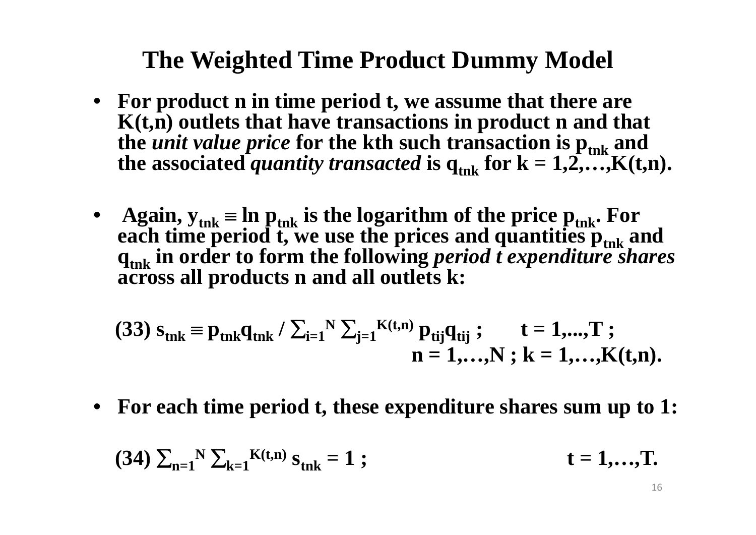# The Weighted Time Product Dummy Model

- For product n in time period t, we assume that there are K(t,n) outlets that have transactions in product n and that the *unit value price* for the kth such transaction is $p_{tnk}$ and the associated *quantity transacted* is $q_{tnk}$ for $k = 1,2,\ldots,K(t,n)$.

- Again, $y_{tnk} \equiv \ln p_{tnk}$ is the logarithm of the price $p_{tnk}$. For each time period t, we use the prices and quantities $p_{tnk}$ and $q_{tnk}$ in order to form the following *period t expenditure shares* across all products n and all outlets k:

$$(33)\ s_{tnk} \equiv p_{tnk}q_{tnk} / \sum_{i=1}^{N} \sum_{j=1}^{K(t,n)} p_{tij}q_{tij}\ ; \qquad t = 1,\ldots,T\ ; \quad n = 1,\ldots,N\ ;\ k = 1,\ldots,K(t,n).$$

- For each time period t, these expenditure shares sum up to 1:

$$(34)\ \sum_{n=1}^{N} \sum_{k=1}^{K(t,n)} s_{tnk} = 1\ ; \qquad t = 1,\ldots,T.$$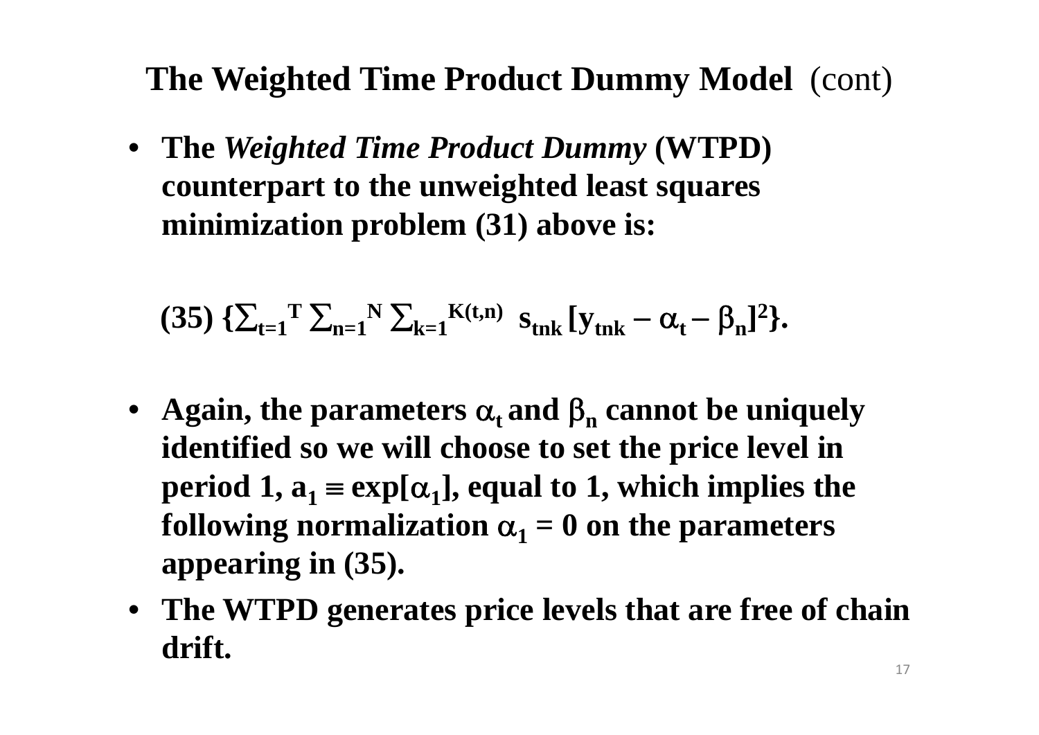# The Weighted Time Product Dummy Model (cont)

- **The *Weighted Time Product Dummy* (WTPD) counterpart to the unweighted least squares minimization problem (31) above is:**

$$(35)\ \{\textstyle\sum_{t=1}^{T} \sum_{n=1}^{N} \sum_{k=1}^{K(t,n)} s_{tnk} [y_{tnk} - \alpha_t - \beta_n]^2\}.$$

- **Again, the parameters $\alpha_t$ and $\beta_n$ cannot be uniquely identified so we will choose to set the price level in period 1, $a_1 \equiv \exp[\alpha_1]$, equal to 1, which implies the following normalization $\alpha_1 = 0$ on the parameters appearing in (35).**
- **The WTPD generates price levels that are free of chain drift.**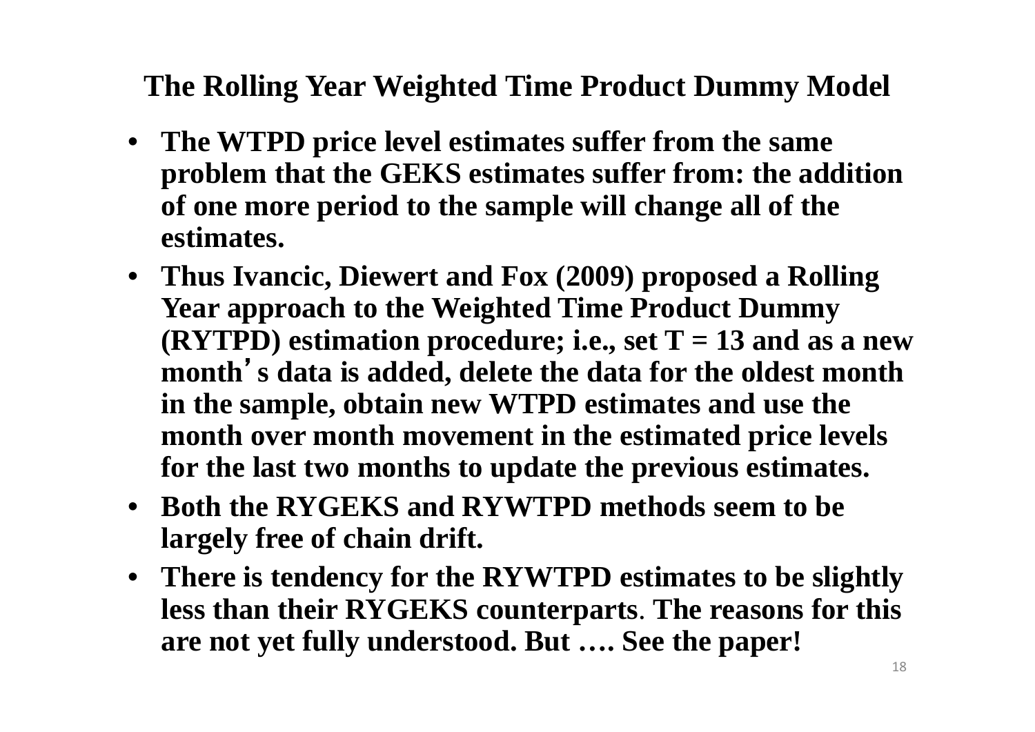## The Rolling Year Weighted Time Product Dummy Model

- **The WTPD price level estimates suffer from the same problem that the GEKS estimates suffer from: the addition of one more period to the sample will change all of the estimates.**
- **Thus Ivancic, Diewert and Fox (2009) proposed a Rolling Year approach to the Weighted Time Product Dummy (RYTPD) estimation procedure; i.e., set $T = 13$ and as a new month's data is added, delete the data for the oldest month in the sample, obtain new WTPD estimates and use the month over month movement in the estimated price levels for the last two months to update the previous estimates.**
- **Both the RYGEKS and RYWTPD methods seem to be largely free of chain drift.**
- **There is tendency for the RYWTPD estimates to be slightly less than their RYGEKS counterparts. The reasons for this are not yet fully understood. But …. See the paper!**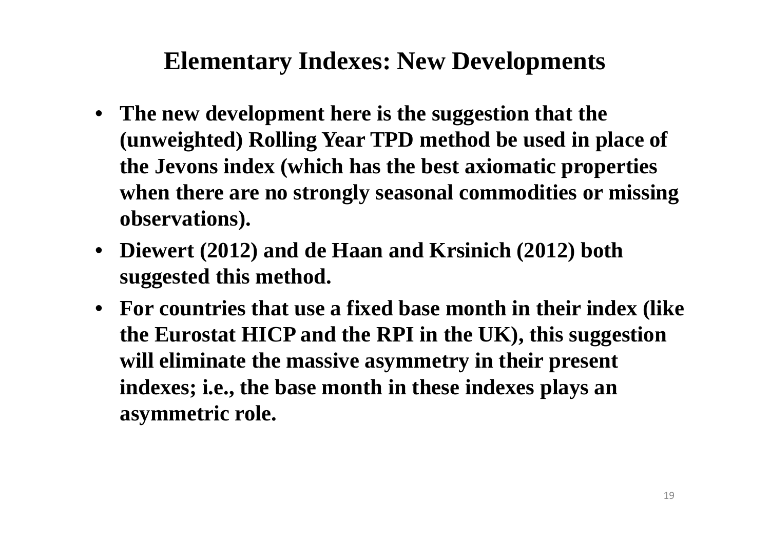# Elementary Indexes: New Developments

- **The new development here is the suggestion that the (unweighted) Rolling Year TPD method be used in place of the Jevons index (which has the best axiomatic properties when there are no strongly seasonal commodities or missing observations).**
- **Diewert (2012) and de Haan and Krsinich (2012) both suggested this method.**
- **For countries that use a fixed base month in their index (like the Eurostat HICP and the RPI in the UK), this suggestion will eliminate the massive asymmetry in their present indexes; i.e., the base month in these indexes plays an asymmetric role.**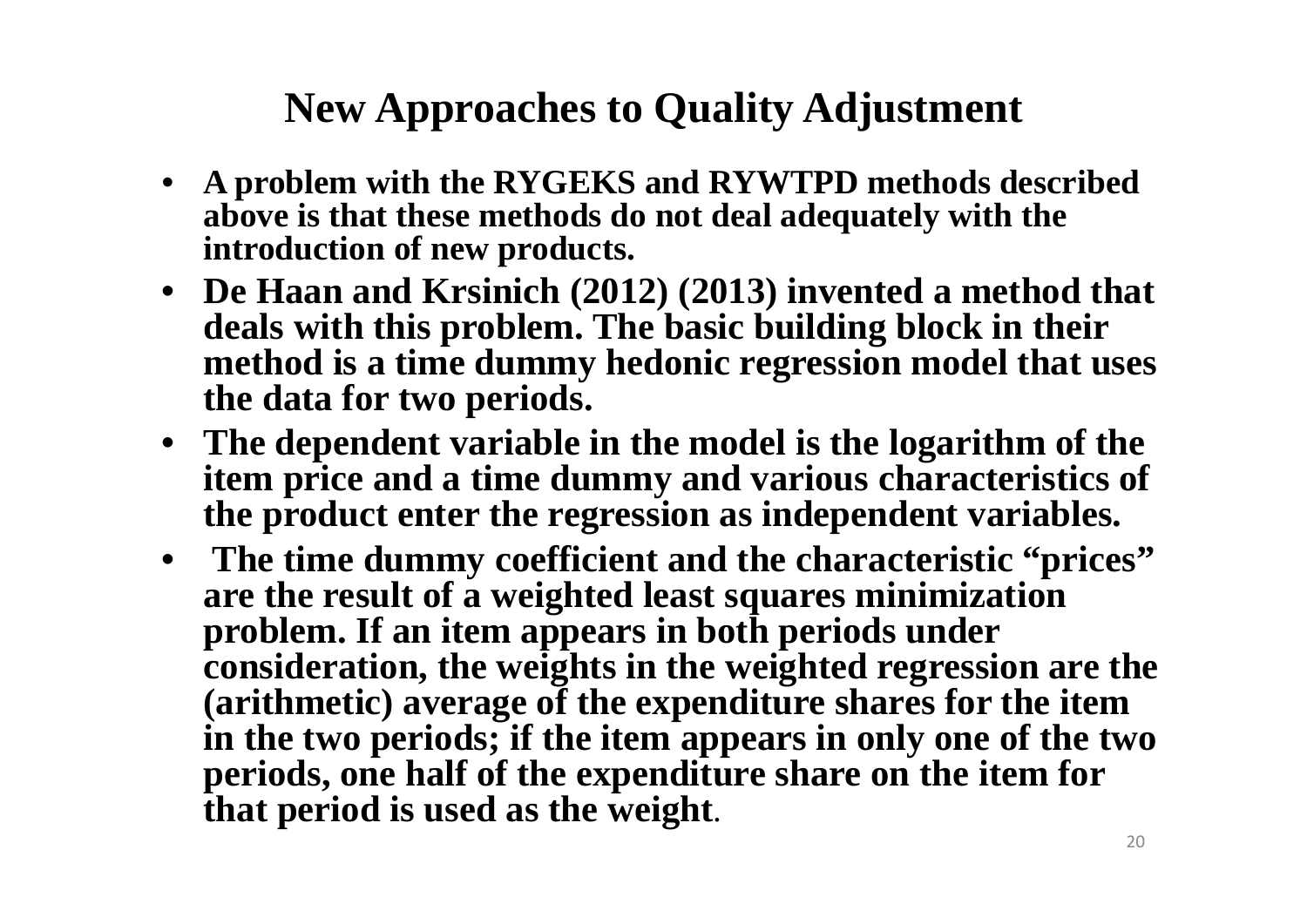# New Approaches to Quality Adjustment

- **A problem with the RYGEKS and RYWTPD methods described above is that these methods do not deal adequately with the introduction of new products.**
- **De Haan and Krsinich (2012) (2013) invented a method that deals with this problem. The basic building block in their method is a time dummy hedonic regression model that uses the data for two periods.**
- **The dependent variable in the model is the logarithm of the item price and a time dummy and various characteristics of the product enter the regression as independent variables.**
- **The time dummy coefficient and the characteristic "prices" are the result of a weighted least squares minimization problem. If an item appears in both periods under consideration, the weights in the weighted regression are the (arithmetic) average of the expenditure shares for the item in the two periods; if the item appears in only one of the two periods, one half of the expenditure share on the item for that period is used as the weight.**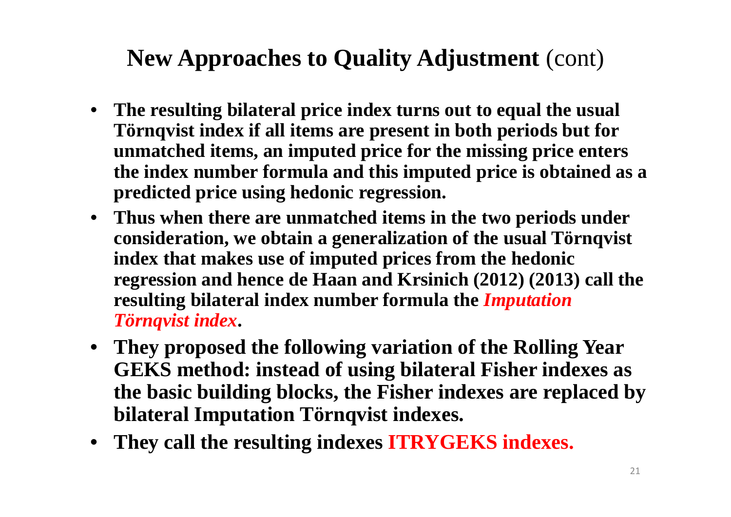## **New Approaches to Quality Adjustment** (cont)

- **The resulting bilateral price index turns out to equal the usual Törnqvist index if all items are present in both periods but for unmatched items, an imputed price for the missing price enters the index number formula and this imputed price is obtained as a predicted price using hedonic regression.**
- **Thus when there are unmatched items in the two periods under consideration, we obtain a generalization of the usual Törnqvist index that makes use of imputed prices from the hedonic regression and hence de Haan and Krsinich (2012) (2013) call the resulting bilateral index number formula the *Imputation Törnqvist index*.**
- **They proposed the following variation of the Rolling Year GEKS method: instead of using bilateral Fisher indexes as the basic building blocks, the Fisher indexes are replaced by bilateral Imputation Törnqvist indexes.**
- **They call the resulting indexes ITRYGEKS indexes.**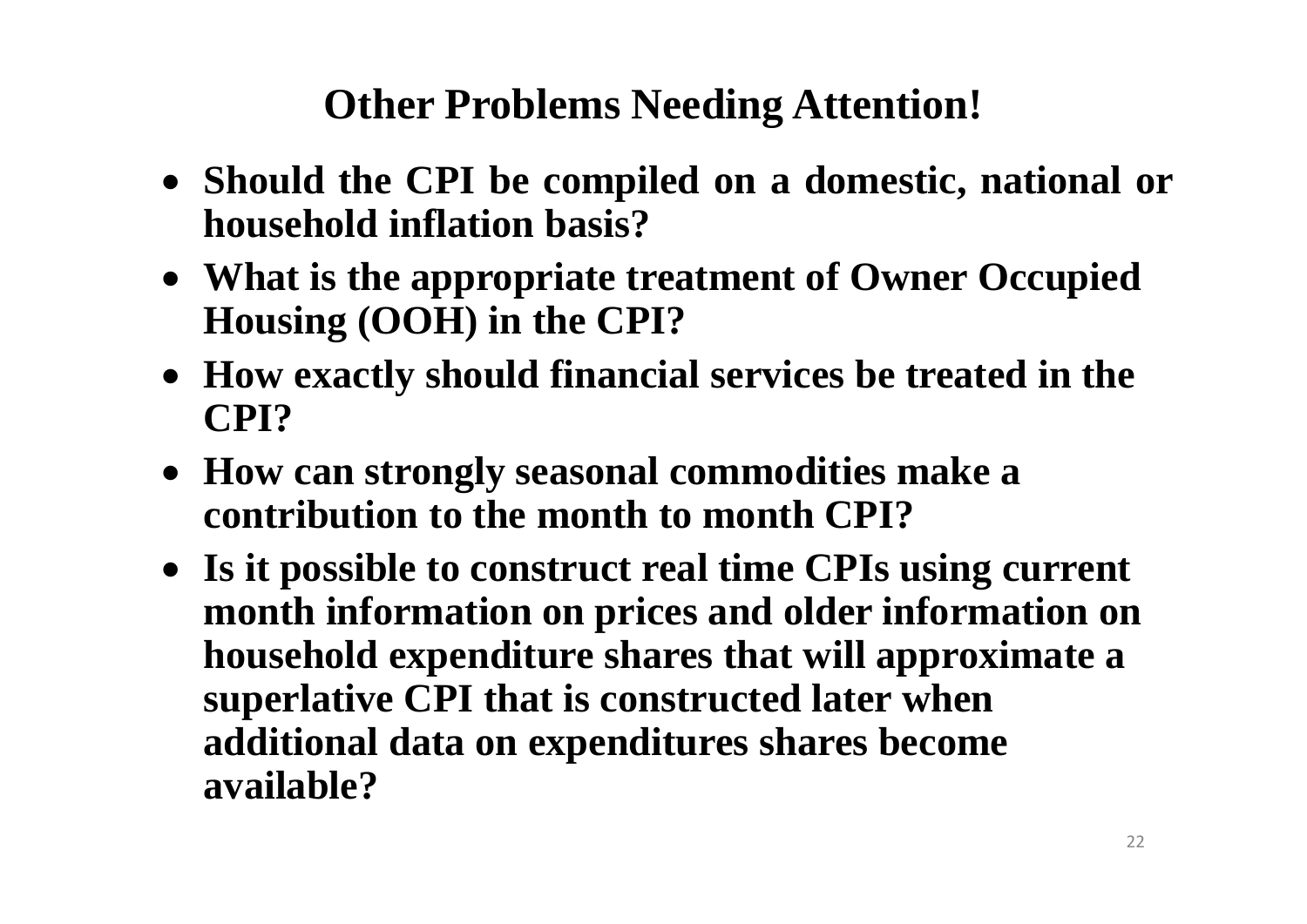# Other Problems Needing Attention!

- **Should the CPI be compiled on a domestic, national or household inflation basis?**
- **What is the appropriate treatment of Owner Occupied Housing (OOH) in the CPI?**
- **How exactly should financial services be treated in the CPI?**
- **How can strongly seasonal commodities make a contribution to the month to month CPI?**
- **Is it possible to construct real time CPIs using current month information on prices and older information on household expenditure shares that will approximate a superlative CPI that is constructed later when additional data on expenditures shares become available?**